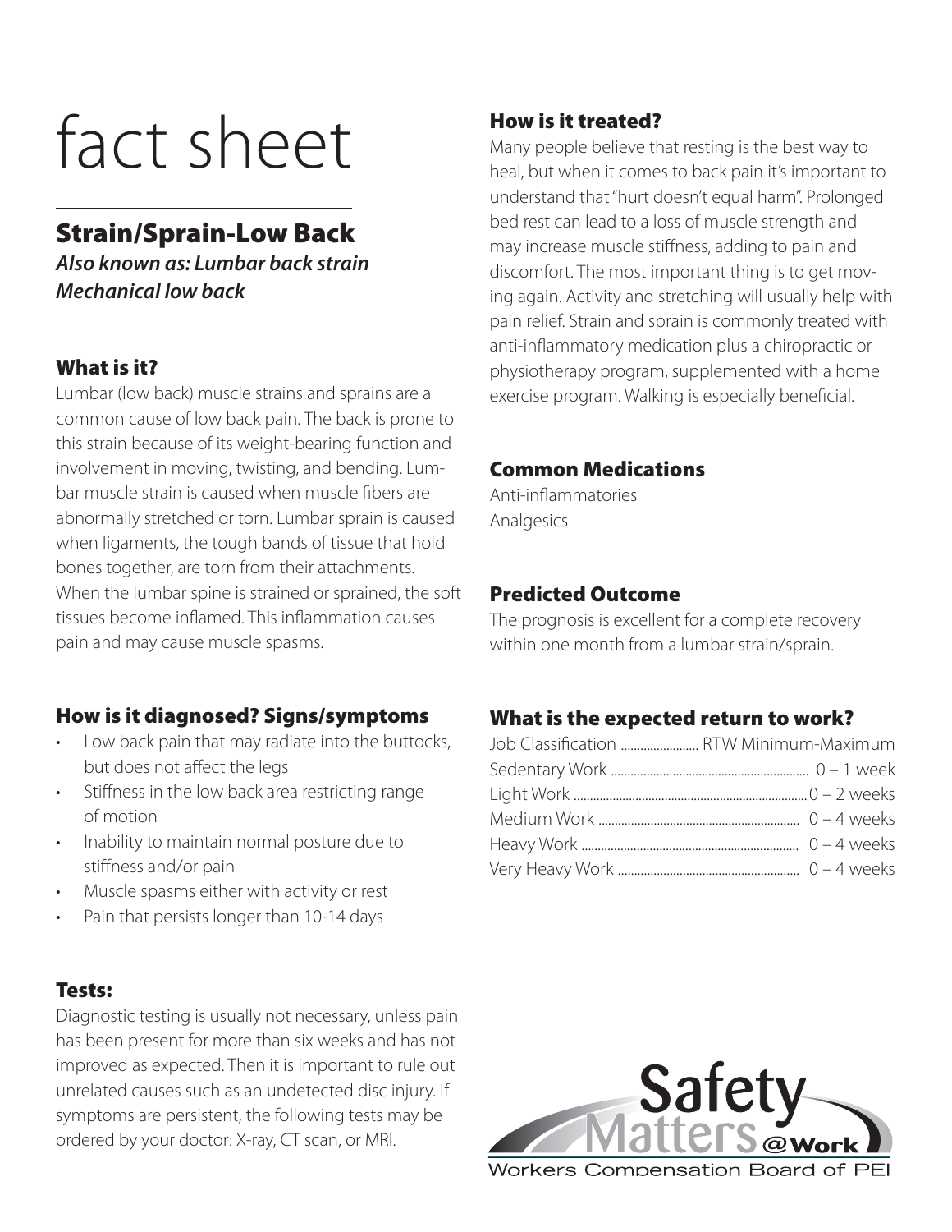# fact sheet

## Strain/Sprain-Low Back

***Also known as: Lumbar back strain***
***Mechanical low back***

### What is it?

Lumbar (low back) muscle strains and sprains are a common cause of low back pain. The back is prone to this strain because of its weight-bearing function and involvement in moving, twisting, and bending. Lumbar muscle strain is caused when muscle fibers are abnormally stretched or torn. Lumbar sprain is caused when ligaments, the tough bands of tissue that hold bones together, are torn from their attachments. When the lumbar spine is strained or sprained, the soft tissues become inflamed. This inflammation causes pain and may cause muscle spasms.

### How is it diagnosed? Signs/symptoms

- Low back pain that may radiate into the buttocks, but does not affect the legs
- Stiffness in the low back area restricting range of motion
- Inability to maintain normal posture due to stiffness and/or pain
- Muscle spasms either with activity or rest
- Pain that persists longer than 10-14 days

### Tests:

Diagnostic testing is usually not necessary, unless pain has been present for more than six weeks and has not improved as expected. Then it is important to rule out unrelated causes such as an undetected disc injury. If symptoms are persistent, the following tests may be ordered by your doctor: X-ray, CT scan, or MRI.

### How is it treated?

Many people believe that resting is the best way to heal, but when it comes to back pain it's important to understand that "hurt doesn't equal harm". Prolonged bed rest can lead to a loss of muscle strength and may increase muscle stiffness, adding to pain and discomfort. The most important thing is to get moving again. Activity and stretching will usually help with pain relief. Strain and sprain is commonly treated with anti-inflammatory medication plus a chiropractic or physiotherapy program, supplemented with a home exercise program. Walking is especially beneficial.

### Common Medications

Anti-inflammatories
Analgesics

### Predicted Outcome

The prognosis is excellent for a complete recovery within one month from a lumbar strain/sprain.

### What is the expected return to work?

| Job Classification | RTW Minimum-Maximum |
| --- | --- |
| Sedentary Work | 0 – 1 week |
| Light Work | 0 – 2 weeks |
| Medium Work | 0 – 4 weeks |
| Heavy Work | 0 – 4 weeks |
| Very Heavy Work | 0 – 4 weeks |

Safety Matters @Work
Workers Compensation Board of PEI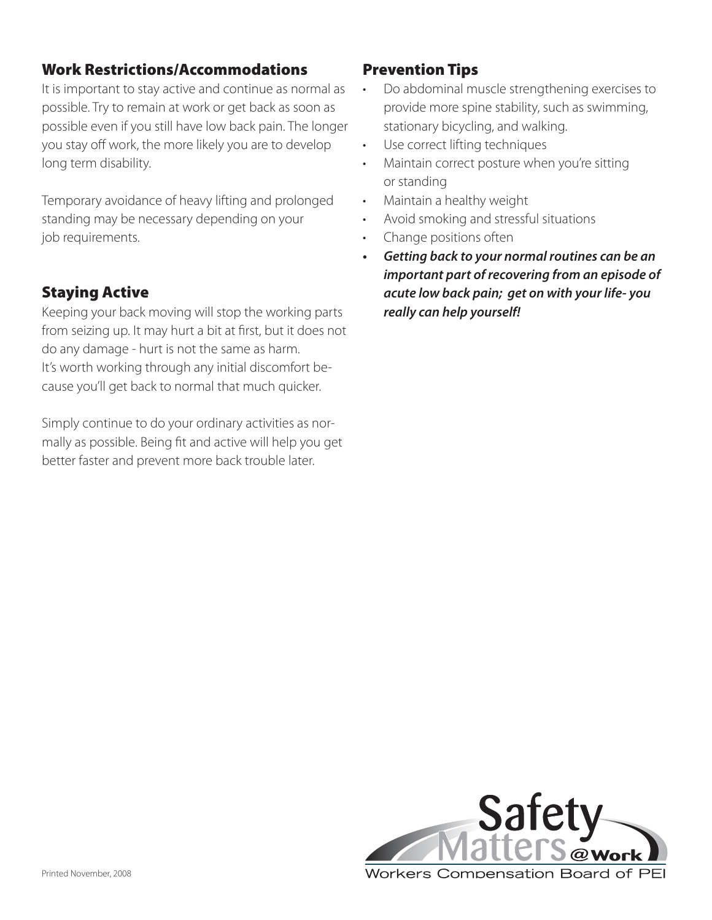## Work Restrictions/Accommodations

It is important to stay active and continue as normal as possible. Try to remain at work or get back as soon as possible even if you still have low back pain. The longer you stay off work, the more likely you are to develop long term disability.

Temporary avoidance of heavy lifting and prolonged standing may be necessary depending on your job requirements.

## Staying Active

Keeping your back moving will stop the working parts from seizing up. It may hurt a bit at first, but it does not do any damage - hurt is not the same as harm. It's worth working through any initial discomfort because you'll get back to normal that much quicker.

Simply continue to do your ordinary activities as normally as possible. Being fit and active will help you get better faster and prevent more back trouble later.

## Prevention Tips

- Do abdominal muscle strengthening exercises to provide more spine stability, such as swimming, stationary bicycling, and walking.
- Use correct lifting techniques
- Maintain correct posture when you're sitting or standing
- Maintain a healthy weight
- Avoid smoking and stressful situations
- Change positions often
- ***Getting back to your normal routines can be an important part of recovering from an episode of acute low back pain; get on with your life- you really can help yourself!***

Safety Matters @Work

Workers Compensation Board of PEI

Printed November, 2008